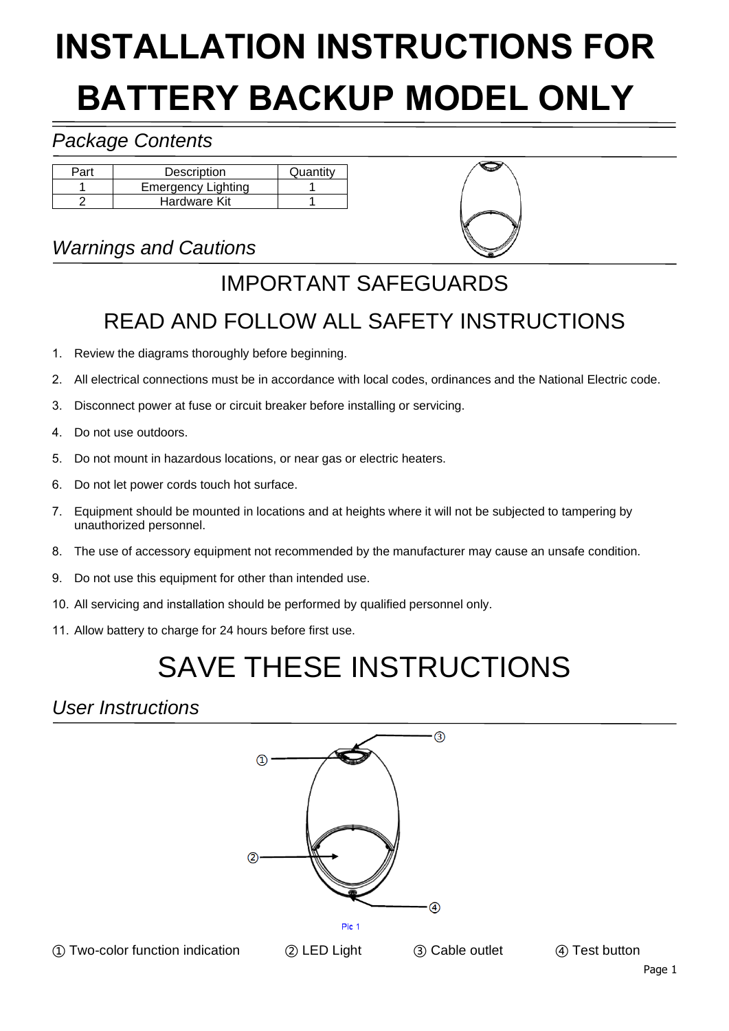# INSTALLATION INSTRUCTIONS FOR BATTERY BACKUP MODEL ONLY

## *Package Contents*

| Part | Description | Quantity |
|---|---|---|
| 1 | Emergency Lighting | 1 |
| 2 | Hardware Kit | 1 |

## *Warnings and Cautions*

### IMPORTANT SAFEGUARDS

### READ AND FOLLOW ALL SAFETY INSTRUCTIONS

1. Review the diagrams thoroughly before beginning.
2. All electrical connections must be in accordance with local codes, ordinances and the National Electric code.
3. Disconnect power at fuse or circuit breaker before installing or servicing.
4. Do not use outdoors.
5. Do not mount in hazardous locations, or near gas or electric heaters.
6. Do not let power cords touch hot surface.
7. Equipment should be mounted in locations and at heights where it will not be subjected to tampering by unauthorized personnel.
8. The use of accessory equipment not recommended by the manufacturer may cause an unsafe condition.
9. Do not use this equipment for other than intended use.
10. All servicing and installation should be performed by qualified personnel only.
11. Allow battery to charge for 24 hours before first use.

# SAVE THESE INSTRUCTIONS

## *User Instructions*

Pic 1

① Two-color function indication ② LED Light ③ Cable outlet ④ Test button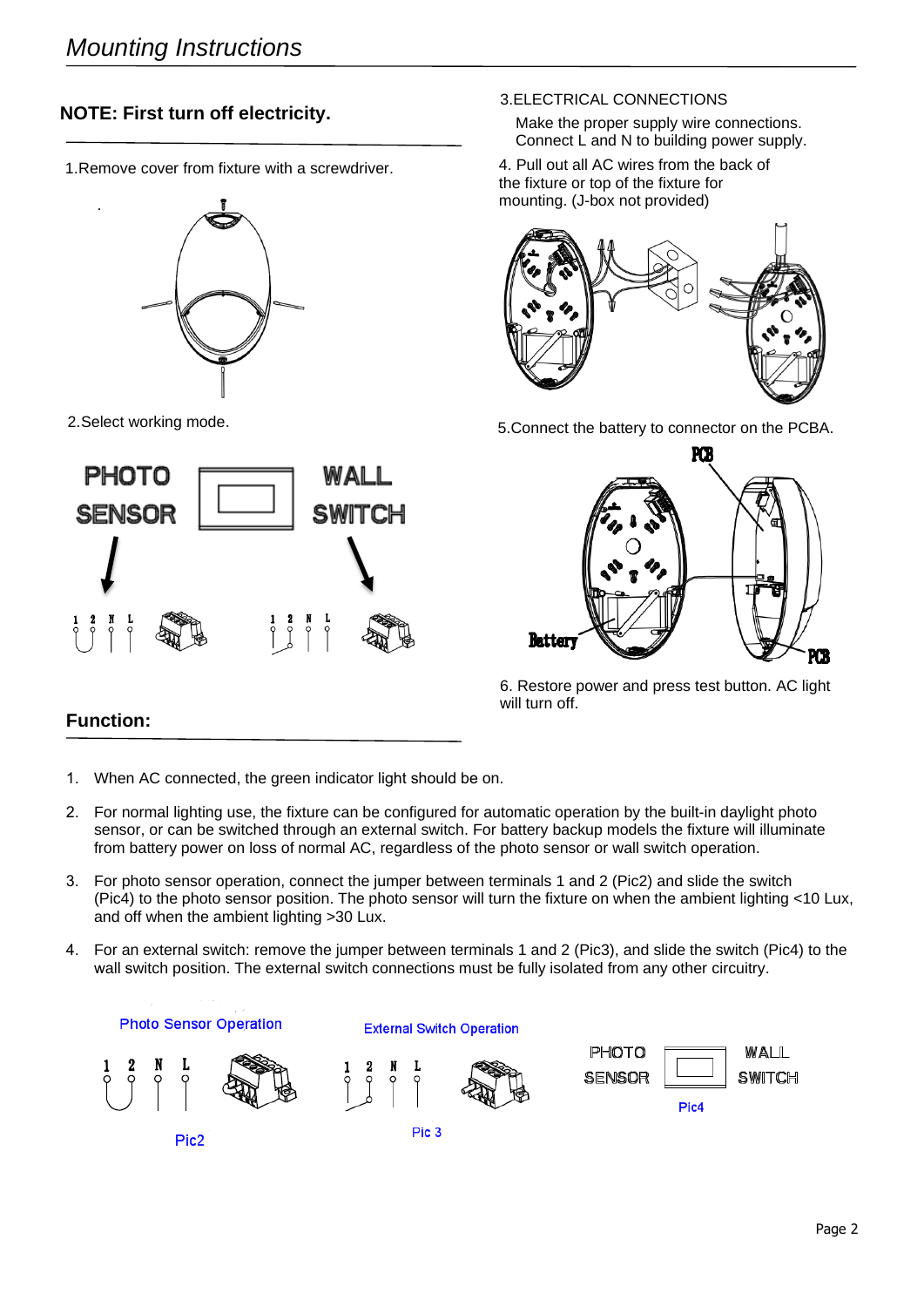# *Mounting Instructions*

**NOTE: First turn off electricity.**

1.Remove cover from fixture with a screwdriver.

2.Select working mode.

PHOTO SENSOR | WALL SWITCH

3.ELECTRICAL CONNECTIONS

Make the proper supply wire connections. Connect L and N to building power supply.

4. Pull out all AC wires from the back of the fixture or top of the fixture for mounting. (J-box not provided)

5.Connect the battery to connector on the PCBA.

PCB

Battery

PCB

6. Restore power and press test button. AC light will turn off.

## Function:

1. When AC connected, the green indicator light should be on.
2. For normal lighting use, the fixture can be configured for automatic operation by the built-in daylight photo sensor, or can be switched through an external switch. For battery backup models the fixture will illuminate from battery power on loss of normal AC, regardless of the photo sensor or wall switch operation.
3. For photo sensor operation, connect the jumper between terminals 1 and 2 (Pic2) and slide the switch (Pic4) to the photo sensor position. The photo sensor will turn the fixture on when the ambient lighting <10 Lux, and off when the ambient lighting >30 Lux.
4. For an external switch: remove the jumper between terminals 1 and 2 (Pic3), and slide the switch (Pic4) to the wall switch position. The external switch connections must be fully isolated from any other circuitry.

Photo Sensor Operation

Pic2

External Switch Operation

Pic 3

PHOTO SENSOR | WALL SWITCH

Pic4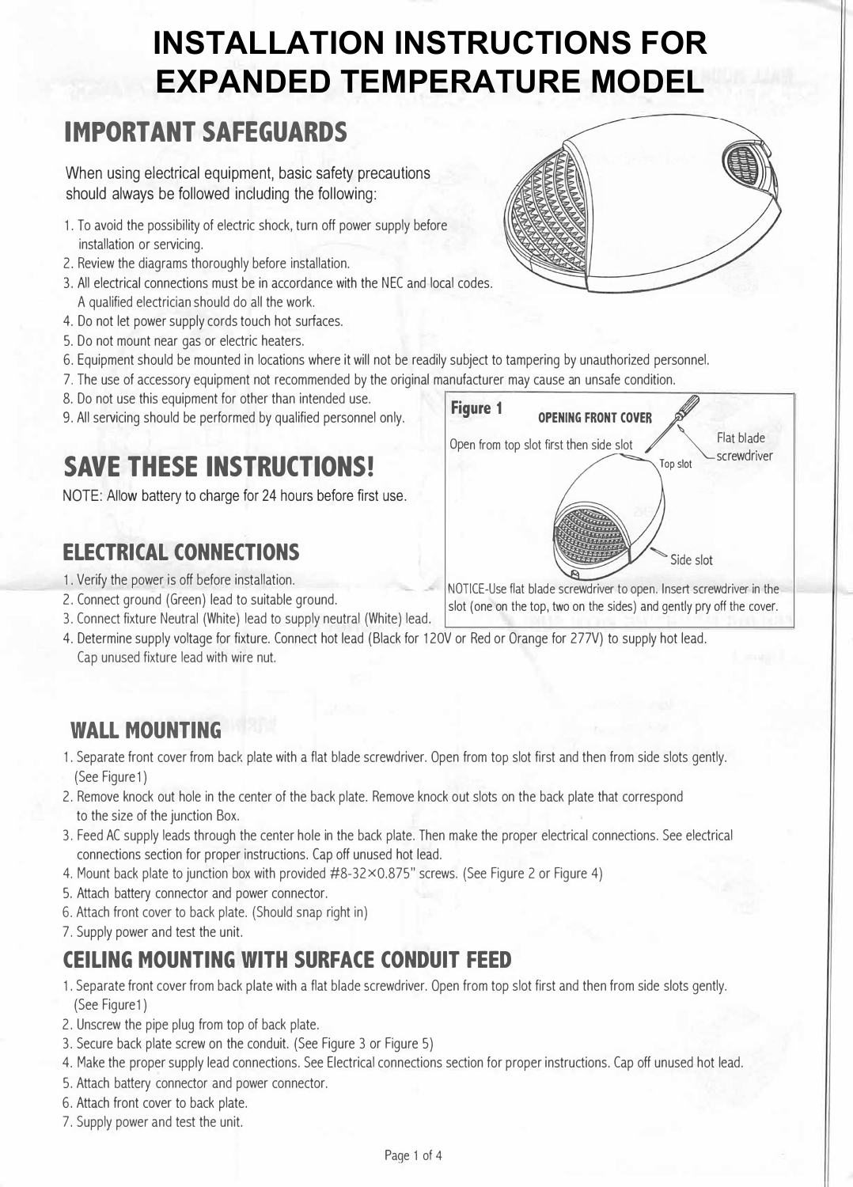# INSTALLATION INSTRUCTIONS FOR EXPANDED TEMPERATURE MODEL

## IMPORTANT SAFEGUARDS

When using electrical equipment, basic safety precautions should always be followed including the following:

1. To avoid the possibility of electric shock, turn off power supply before installation or servicing.
2. Review the diagrams thoroughly before installation.
3. All electrical connections must be in accordance with the NEC and local codes. A qualified electrician should do all the work.
4. Do not let power supply cords touch hot surfaces.
5. Do not mount near gas or electric heaters.
6. Equipment should be mounted in locations where it will not be readily subject to tampering by unauthorized personnel.
7. The use of accessory equipment not recommended by the original manufacturer may cause an unsafe condition.
8. Do not use this equipment for other than intended use.
9. All servicing should be performed by qualified personnel only.

## SAVE THESE INSTRUCTIONS!

NOTE: Allow battery to charge for 24 hours before first use.

**Figure 1** OPENING FRONT COVER

Open from top slot first then side slot

Flat blade screwdriver

Top slot

Side slot

NOTICE-Use flat blade screwdriver to open. Insert screwdriver in the slot (one on the top, two on the sides) and gently pry off the cover.

### ELECTRICAL CONNECTIONS

1. Verify the power is off before installation.
2. Connect ground (Green) lead to suitable ground.
3. Connect fixture Neutral (White) lead to supply neutral (White) lead.
4. Determine supply voltage for fixture. Connect hot lead (Black for 120V or Red or Orange for 277V) to supply hot lead. Cap unused fixture lead with wire nut.

### WALL MOUNTING

1. Separate front cover from back plate with a flat blade screwdriver. Open from top slot first and then from side slots gently. (See Figure1)
2. Remove knock out hole in the center of the back plate. Remove knock out slots on the back plate that correspond to the size of the junction Box.
3. Feed AC supply leads through the center hole in the back plate. Then make the proper electrical connections. See electrical connections section for proper instructions. Cap off unused hot lead.
4. Mount back plate to junction box with provided #8-32×0.875" screws. (See Figure 2 or Figure 4)
5. Attach battery connector and power connector.
6. Attach front cover to back plate. (Should snap right in)
7. Supply power and test the unit.

### CEILING MOUNTING WITH SURFACE CONDUIT FEED

1. Separate front cover from back plate with a flat blade screwdriver. Open from top slot first and then from side slots gently. (See Figure1)
2. Unscrew the pipe plug from top of back plate.
3. Secure back plate screw on the conduit. (See Figure 3 or Figure 5)
4. Make the proper supply lead connections. See Electrical connections section for proper instructions. Cap off unused hot lead.
5. Attach battery connector and power connector.
6. Attach front cover to back plate.
7. Supply power and test the unit.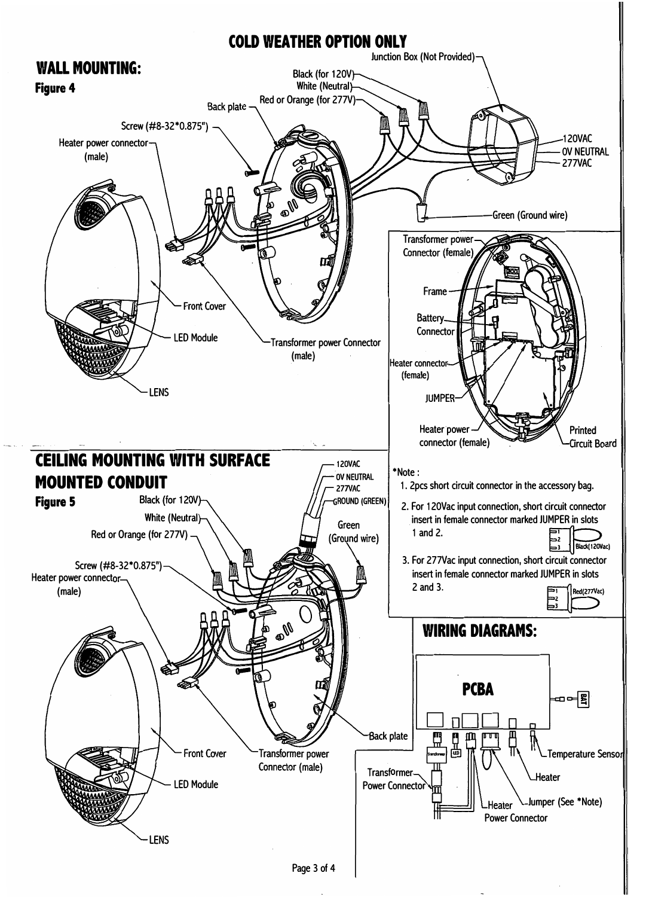# COLD WEATHER OPTION ONLY

## WALL MOUNTING:

**Figure 4**

Junction Box (Not Provided)

Black (for 120V)

White (Neutral)

Red or Orange (for 277V)

Back plate

Screw (#8-32*0.875")

Heater power connector (male)

120VAC

0V NEUTRAL

277VAC

Green (Ground wire)

Front Cover

LED Module

Transformer power Connector (male)

LENS

Transformer power Connector (female)

Frame

Battery Connector

Heater connector (female)

JUMPER

Heater power connector (female)

Printed Circuit Board

## CEILING MOUNTING WITH SURFACE MOUNTED CONDUIT

**Figure 5**

120VAC

0V NEUTRAL

277VAC

GROUND (GREEN)

Black (for 120V)

White (Neutral)

Red or Orange (for 277V)

Green (Ground wire)

Screw (#8-32*0.875")

Heater power connector (male)

Back plate

Front Cover

Transformer power Connector (male)

LED Module

LENS

*Note :

1. 2pcs short circuit connector in the accessory bag.
2. For 120Vac input connection, short circuit connector insert in female connector marked JUMPER in slots 1 and 2. Black(120Vac)
3. For 277Vac input connection, short circuit connector insert in female connector marked JUMPER in slots 2 and 3. Red(277Vac)

## WIRING DIAGRAMS:

PCBA

BAT

Transformer Power Connector

Heater Power Connector

Jumper (See *Note)

Heater

Temperature Sensor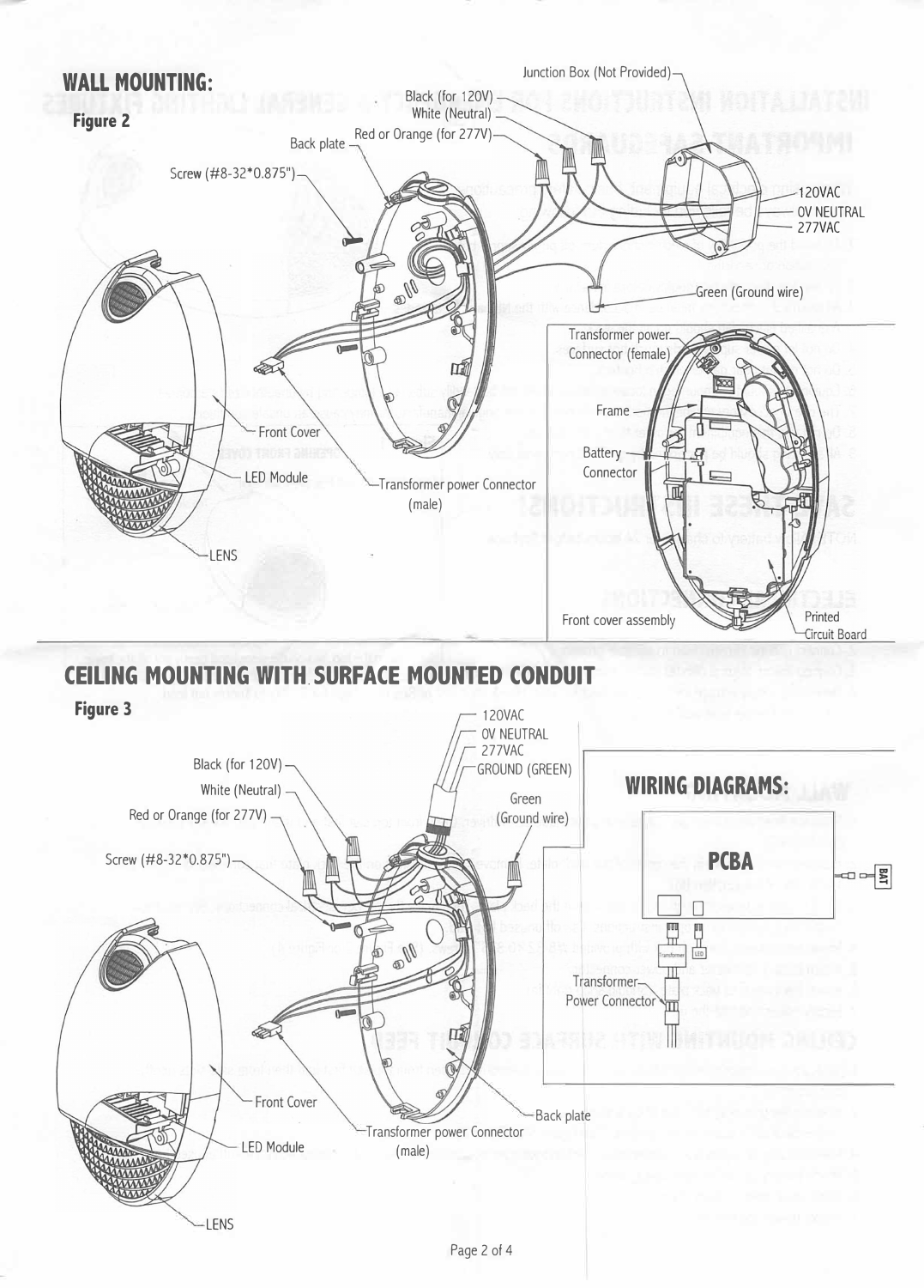## WALL MOUNTING:

**Figure 2**

Junction Box (Not Provided)

Black (for 120V)

White (Neutral)

Red or Orange (for 277V)

Back plate

Screw (#8-32*0.875")

120VAC

0V NEUTRAL

277VAC

Green (Ground wire)

Front Cover

LED Module

Transformer power Connector (male)

LENS

Transformer power Connector (female)

Frame

Battery Connector

Front cover assembly

Printed Circuit Board

## CEILING MOUNTING WITH SURFACE MOUNTED CONDUIT

**Figure 3**

120VAC

0V NEUTRAL

277VAC

GROUND (GREEN)

Black (for 120V)

White (Neutral)

Red or Orange (for 277V)

Green (Ground wire)

Screw (#8-32*0.875")

Front Cover

LED Module

Transformer power Connector (male)

Back plate

LENS

## WIRING DIAGRAMS:

PCBA

BAT

Transformer

LED

Transformer Power Connector